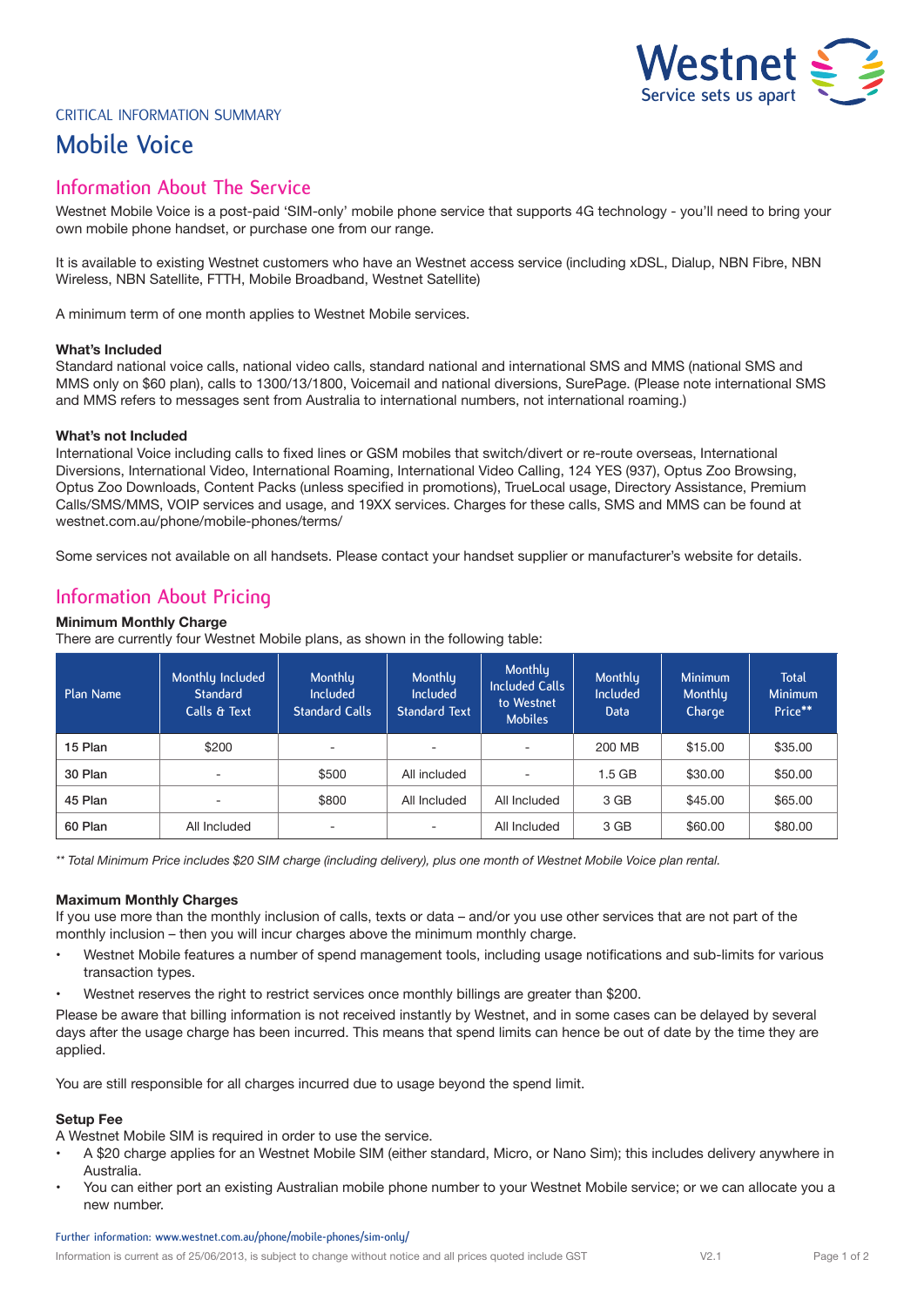Westnet
Service sets us apart

CRITICAL INFORMATION SUMMARY

# Mobile Voice

## Information About The Service

Westnet Mobile Voice is a post-paid 'SIM-only' mobile phone service that supports 4G technology - you'll need to bring your own mobile phone handset, or purchase one from our range.

It is available to existing Westnet customers who have an Westnet access service (including xDSL, Dialup, NBN Fibre, NBN Wireless, NBN Satellite, FTTH, Mobile Broadband, Westnet Satellite)

A minimum term of one month applies to Westnet Mobile services.

**What's Included**
Standard national voice calls, national video calls, standard national and international SMS and MMS (national SMS and MMS only on $60 plan), calls to 1300/13/1800, Voicemail and national diversions, SurePage. (Please note international SMS and MMS refers to messages sent from Australia to international numbers, not international roaming.)

**What's not Included**
International Voice including calls to fixed lines or GSM mobiles that switch/divert or re-route overseas, International Diversions, International Video, International Roaming, International Video Calling, 124 YES (937), Optus Zoo Browsing, Optus Zoo Downloads, Content Packs (unless specified in promotions), TrueLocal usage, Directory Assistance, Premium Calls/SMS/MMS, VOIP services and usage, and 19XX services. Charges for these calls, SMS and MMS can be found at westnet.com.au/phone/mobile-phones/terms/

Some services not available on all handsets. Please contact your handset supplier or manufacturer's website for details.

## Information About Pricing

**Minimum Monthly Charge**
There are currently four Westnet Mobile plans, as shown in the following table:

| Plan Name | Monthly Included Standard Calls & Text | Monthly Included Standard Calls | Monthly Included Standard Text | Monthly Included Calls to Westnet Mobiles | Monthly Included Data | Minimum Monthly Charge | Total Minimum Price** |
|---|---|---|---|---|---|---|---|
| 15 Plan | $200 | - | - | - | 200 MB | $15.00 | $35.00 |
| 30 Plan | - | $500 | All included | - | 1.5 GB | $30.00 | $50.00 |
| 45 Plan | - | $800 | All Included | All Included | 3 GB | $45.00 | $65.00 |
| 60 Plan | All Included | - | - | All Included | 3 GB | $60.00 | $80.00 |

*** Total Minimum Price includes $20 SIM charge (including delivery), plus one month of Westnet Mobile Voice plan rental.*

**Maximum Monthly Charges**
If you use more than the monthly inclusion of calls, texts or data – and/or you use other services that are not part of the monthly inclusion – then you will incur charges above the minimum monthly charge.

- Westnet Mobile features a number of spend management tools, including usage notifications and sub-limits for various transaction types.
- Westnet reserves the right to restrict services once monthly billings are greater than $200.

Please be aware that billing information is not received instantly by Westnet, and in some cases can be delayed by several days after the usage charge has been incurred. This means that spend limits can hence be out of date by the time they are applied.

You are still responsible for all charges incurred due to usage beyond the spend limit.

**Setup Fee**
A Westnet Mobile SIM is required in order to use the service.

- A $20 charge applies for an Westnet Mobile SIM (either standard, Micro, or Nano Sim); this includes delivery anywhere in Australia.
- You can either port an existing Australian mobile phone number to your Westnet Mobile service; or we can allocate you a new number.

Further information: www.westnet.com.au/phone/mobile-phones/sim-only/

Information is current as of 25/06/2013, is subject to change without notice and all prices quoted include GST V2.1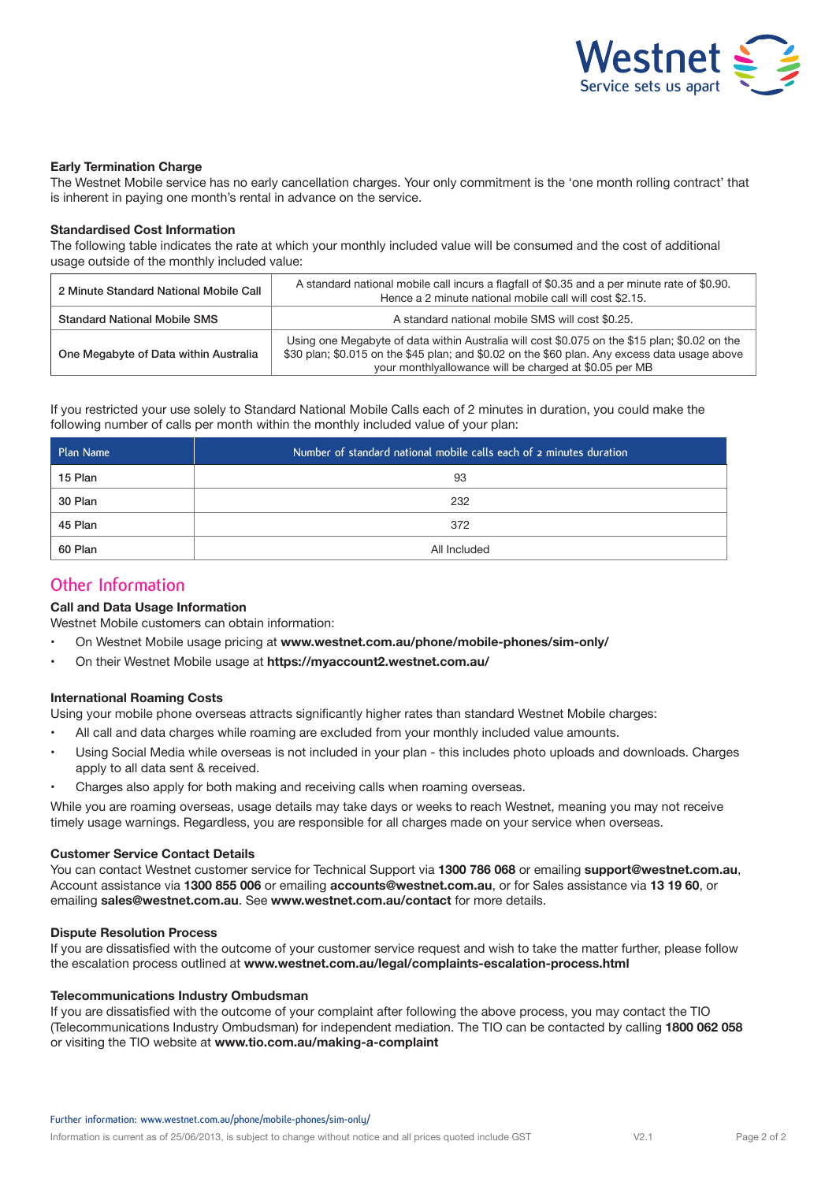### Early Termination Charge

The Westnet Mobile service has no early cancellation charges. Your only commitment is the 'one month rolling contract' that is inherent in paying one month's rental in advance on the service.

### Standardised Cost Information

The following table indicates the rate at which your monthly included value will be consumed and the cost of additional usage outside of the monthly included value:

| | |
|---|---|
| 2 Minute Standard National Mobile Call | A standard national mobile call incurs a flagfall of $0.35 and a per minute rate of $0.90. Hence a 2 minute national mobile call will cost $2.15. |
| Standard National Mobile SMS | A standard national mobile SMS will cost $0.25. |
| One Megabyte of Data within Australia | Using one Megabyte of data within Australia will cost $0.075 on the $15 plan; $0.02 on the $30 plan; $0.015 on the $45 plan; and $0.02 on the $60 plan. Any excess data usage above your monthlyallowance will be charged at $0.05 per MB |

If you restricted your use solely to Standard National Mobile Calls each of 2 minutes in duration, you could make the following number of calls per month within the monthly included value of your plan:

| Plan Name | Number of standard national mobile calls each of 2 minutes duration |
|---|---|
| 15 Plan | 93 |
| 30 Plan | 232 |
| 45 Plan | 372 |
| 60 Plan | All Included |

## Other Information

### Call and Data Usage Information

Westnet Mobile customers can obtain information:

- On Westnet Mobile usage pricing at **www.westnet.com.au/phone/mobile-phones/sim-only/**
- On their Westnet Mobile usage at **https://myaccount2.westnet.com.au/**

### International Roaming Costs

Using your mobile phone overseas attracts significantly higher rates than standard Westnet Mobile charges:

- All call and data charges while roaming are excluded from your monthly included value amounts.
- Using Social Media while overseas is not included in your plan - this includes photo uploads and downloads. Charges apply to all data sent & received.
- Charges also apply for both making and receiving calls when roaming overseas.

While you are roaming overseas, usage details may take days or weeks to reach Westnet, meaning you may not receive timely usage warnings. Regardless, you are responsible for all charges made on your service when overseas.

### Customer Service Contact Details

You can contact Westnet customer service for Technical Support via **1300 786 068** or emailing **support@westnet.com.au**, Account assistance via **1300 855 006** or emailing **accounts@westnet.com.au**, or for Sales assistance via **13 19 60**, or emailing **sales@westnet.com.au**. See **www.westnet.com.au/contact** for more details.

### Dispute Resolution Process

If you are dissatisfied with the outcome of your customer service request and wish to take the matter further, please follow the escalation process outlined at **www.westnet.com.au/legal/complaints-escalation-process.html**

### Telecommunications Industry Ombudsman

If you are dissatisfied with the outcome of your complaint after following the above process, you may contact the TIO (Telecommunications Industry Ombudsman) for independent mediation. The TIO can be contacted by calling **1800 062 058** or visiting the TIO website at **www.tio.com.au/making-a-complaint**

Further information: www.westnet.com.au/phone/mobile-phones/sim-only/

Information is current as of 25/06/2013, is subject to change without notice and all prices quoted include GST